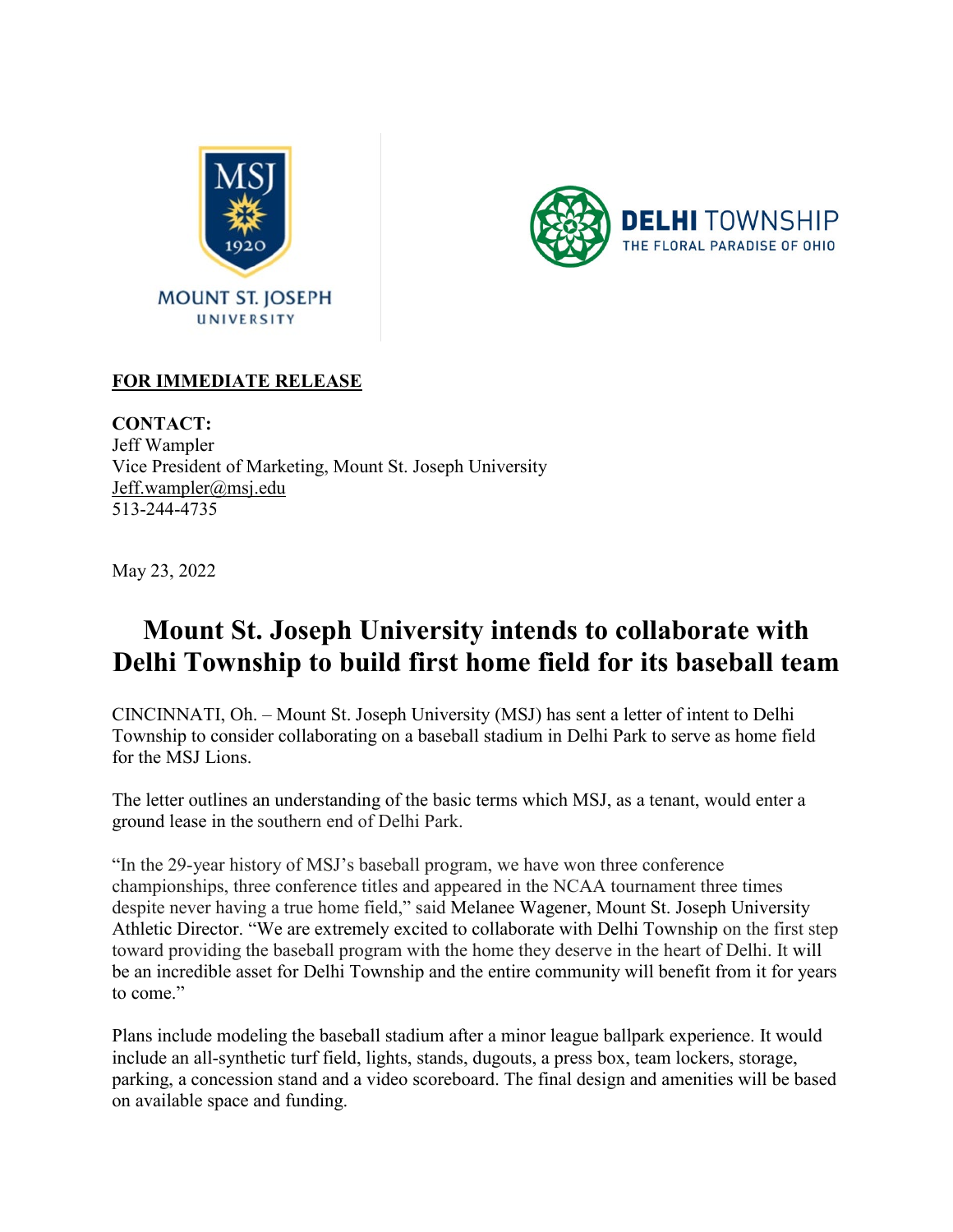MOUNT ST. JOSEPH UNIVERSITY

DELHI TOWNSHIP
THE FLORAL PARADISE OF OHIO

**FOR IMMEDIATE RELEASE**

**CONTACT:**
Jeff Wampler
Vice President of Marketing, Mount St. Joseph University
Jeff.wampler@msj.edu
513-244-4735

May 23, 2022

# Mount St. Joseph University intends to collaborate with Delhi Township to build first home field for its baseball team

CINCINNATI, Oh. – Mount St. Joseph University (MSJ) has sent a letter of intent to Delhi Township to consider collaborating on a baseball stadium in Delhi Park to serve as home field for the MSJ Lions.

The letter outlines an understanding of the basic terms which MSJ, as a tenant, would enter a ground lease in the southern end of Delhi Park.

"In the 29-year history of MSJ's baseball program, we have won three conference championships, three conference titles and appeared in the NCAA tournament three times despite never having a true home field," said Melanee Wagener, Mount St. Joseph University Athletic Director. "We are extremely excited to collaborate with Delhi Township on the first step toward providing the baseball program with the home they deserve in the heart of Delhi. It will be an incredible asset for Delhi Township and the entire community will benefit from it for years to come."

Plans include modeling the baseball stadium after a minor league ballpark experience. It would include an all-synthetic turf field, lights, stands, dugouts, a press box, team lockers, storage, parking, a concession stand and a video scoreboard. The final design and amenities will be based on available space and funding.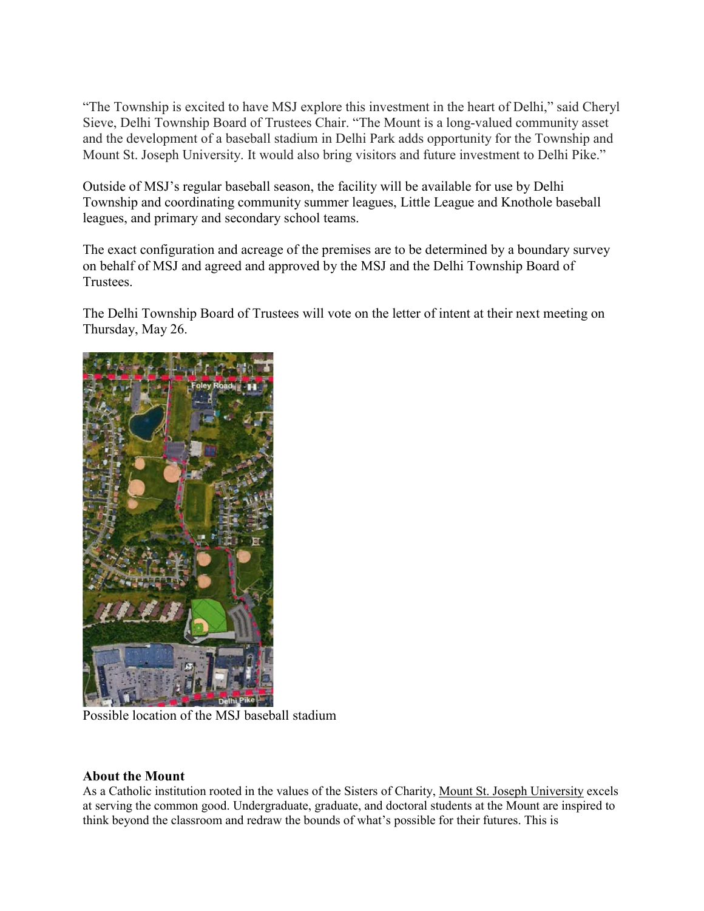"The Township is excited to have MSJ explore this investment in the heart of Delhi," said Cheryl Sieve, Delhi Township Board of Trustees Chair. "The Mount is a long-valued community asset and the development of a baseball stadium in Delhi Park adds opportunity for the Township and Mount St. Joseph University. It would also bring visitors and future investment to Delhi Pike."

Outside of MSJ's regular baseball season, the facility will be available for use by Delhi Township and coordinating community summer leagues, Little League and Knothole baseball leagues, and primary and secondary school teams.

The exact configuration and acreage of the premises are to be determined by a boundary survey on behalf of MSJ and agreed and approved by the MSJ and the Delhi Township Board of Trustees.

The Delhi Township Board of Trustees will vote on the letter of intent at their next meeting on Thursday, May 26.

Possible location of the MSJ baseball stadium

**About the Mount**

As a Catholic institution rooted in the values of the Sisters of Charity, Mount St. Joseph University excels at serving the common good. Undergraduate, graduate, and doctoral students at the Mount are inspired to think beyond the classroom and redraw the bounds of what's possible for their futures. This is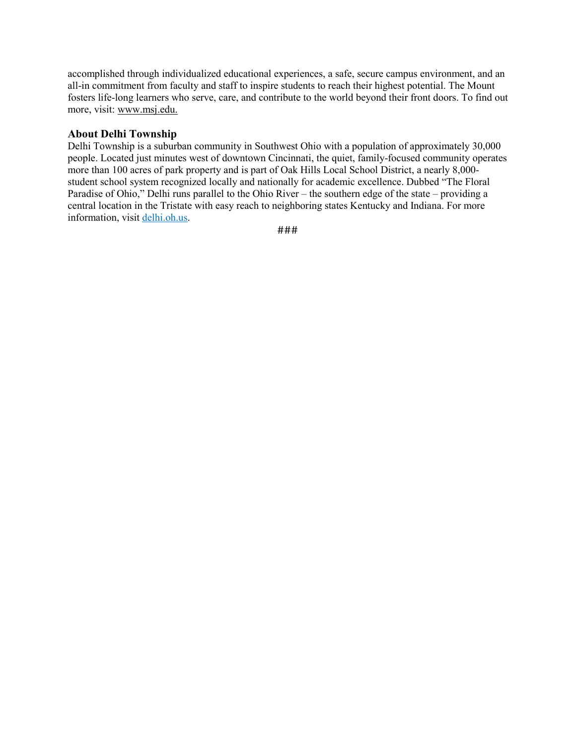accomplished through individualized educational experiences, a safe, secure campus environment, and an all-in commitment from faculty and staff to inspire students to reach their highest potential. The Mount fosters life-long learners who serve, care, and contribute to the world beyond their front doors. To find out more, visit: www.msj.edu.

## About Delhi Township

Delhi Township is a suburban community in Southwest Ohio with a population of approximately 30,000 people. Located just minutes west of downtown Cincinnati, the quiet, family-focused community operates more than 100 acres of park property and is part of Oak Hills Local School District, a nearly 8,000-student school system recognized locally and nationally for academic excellence. Dubbed "The Floral Paradise of Ohio," Delhi runs parallel to the Ohio River – the southern edge of the state – providing a central location in the Tristate with easy reach to neighboring states Kentucky and Indiana. For more information, visit delhi.oh.us.

###